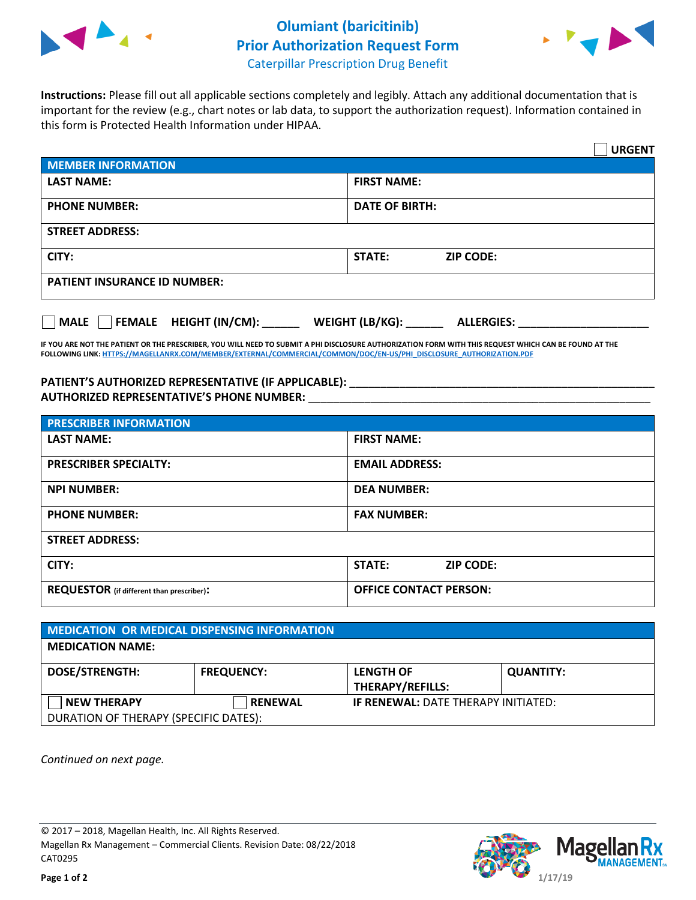# Olumiant (baricitinib)
## Prior Authorization Request Form
### Caterpillar Prescription Drug Benefit

**Instructions:** Please fill out all applicable sections completely and legibly. Attach any additional documentation that is important for the review (e.g., chart notes or lab data, to support the authorization request). Information contained in this form is Protected Health Information under HIPAA.

☐ **URGENT**

| MEMBER INFORMATION | |
|---|---|
| **LAST NAME:** | **FIRST NAME:** |
| **PHONE NUMBER:** | **DATE OF BIRTH:** |
| **STREET ADDRESS:** | |
| **CITY:** | **STATE:** **ZIP CODE:** |
| **PATIENT INSURANCE ID NUMBER:** | |

☐ **MALE** ☐ **FEMALE** **HEIGHT (IN/CM):** ______ **WEIGHT (LB/KG):** ______ **ALLERGIES:** ____________________

**IF YOU ARE NOT THE PATIENT OR THE PRESCRIBER, YOU WILL NEED TO SUBMIT A PHI DISCLOSURE AUTHORIZATION FORM WITH THIS REQUEST WHICH CAN BE FOUND AT THE FOLLOWING LINK: HTTPS://MAGELLANRX.COM/MEMBER/EXTERNAL/COMMERCIAL/COMMON/DOC/EN-US/PHI_DISCLOSURE_AUTHORIZATION.PDF**

**PATIENT'S AUTHORIZED REPRESENTATIVE (IF APPLICABLE):** ____________________________________________

**AUTHORIZED REPRESENTATIVE'S PHONE NUMBER:** ____________________________________________

| PRESCRIBER INFORMATION | |
|---|---|
| **LAST NAME:** | **FIRST NAME:** |
| **PRESCRIBER SPECIALTY:** | **EMAIL ADDRESS:** |
| **NPI NUMBER:** | **DEA NUMBER:** |
| **PHONE NUMBER:** | **FAX NUMBER:** |
| **STREET ADDRESS:** | |
| **CITY:** | **STATE:** **ZIP CODE:** |
| **REQUESTOR** (if different than prescriber)**:** | **OFFICE CONTACT PERSON:** |

| MEDICATION OR MEDICAL DISPENSING INFORMATION | | | |
|---|---|---|---|
| **MEDICATION NAME:** | | | |
| **DOSE/STRENGTH:** | **FREQUENCY:** | **LENGTH OF THERAPY/REFILLS:** | **QUANTITY:** |
| ☐ **NEW THERAPY** | ☐ **RENEWAL** | **IF RENEWAL:** DATE THERAPY INITIATED: | |
| DURATION OF THERAPY (SPECIFIC DATES): | | | |

*Continued on next page.*

© 2017 – 2018, Magellan Health, Inc. All Rights Reserved.
Magellan Rx Management – Commercial Clients. Revision Date: 08/22/2018
CAT0295

1/17/19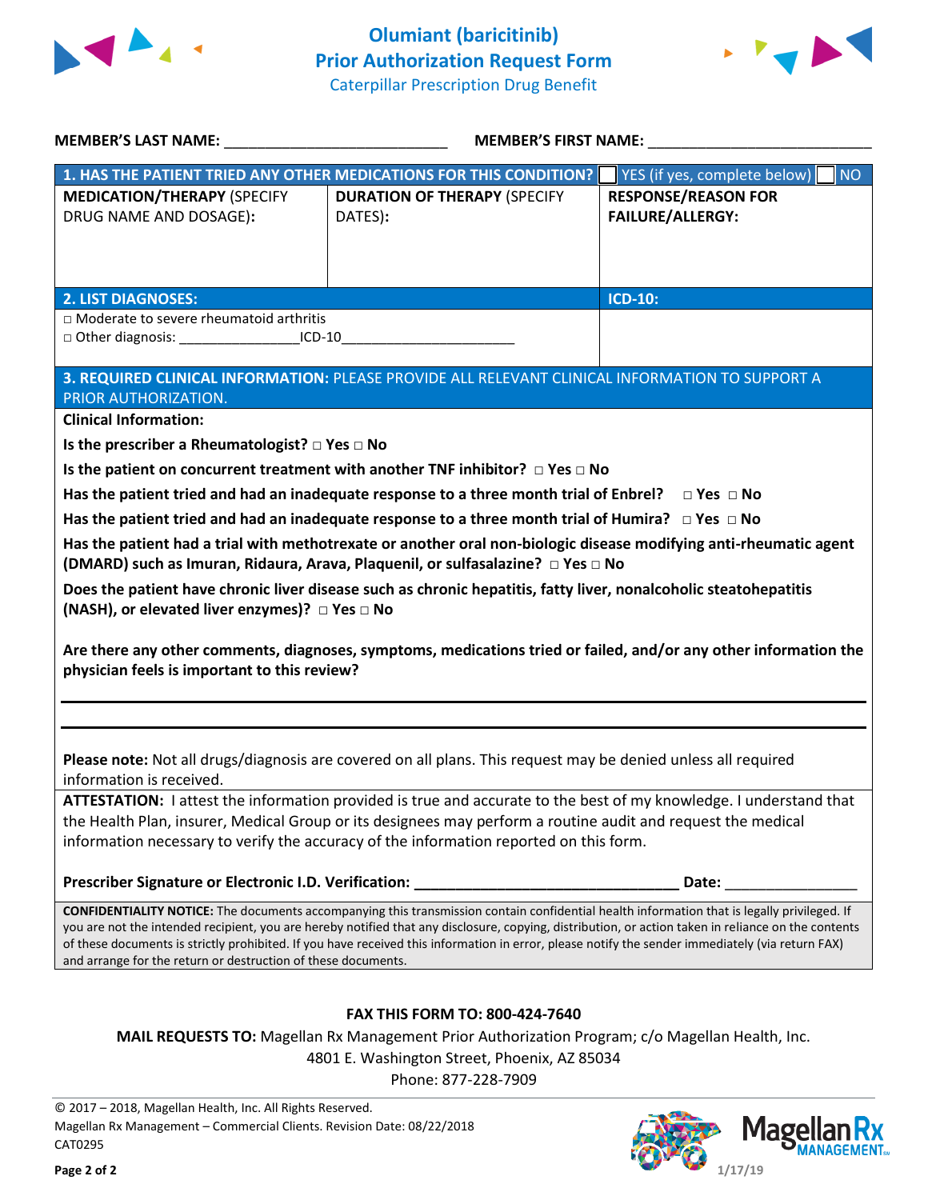# Olumiant (baricitinib)
## Prior Authorization Request Form
### Caterpillar Prescription Drug Benefit

**MEMBER'S LAST NAME:** ___________________________ **MEMBER'S FIRST NAME:** ___________________________

| **1. HAS THE PATIENT TRIED ANY OTHER MEDICATIONS FOR THIS CONDITION?** | | ☐ YES (if yes, complete below) ☐ NO |
|---|---|---|
| **MEDICATION/THERAPY** (SPECIFY DRUG NAME AND DOSAGE): | **DURATION OF THERAPY** (SPECIFY DATES): | **RESPONSE/REASON FOR FAILURE/ALLERGY:** |
| | | |

| **2. LIST DIAGNOSES:** | **ICD-10:** |
|---|---|
| □ Moderate to severe rheumatoid arthritis<br>□ Other diagnosis: ________________ICD-10________________________ | |

**3. REQUIRED CLINICAL INFORMATION:** PLEASE PROVIDE ALL RELEVANT CLINICAL INFORMATION TO SUPPORT A PRIOR AUTHORIZATION.

**Clinical Information:**

**Is the prescriber a Rheumatologist?** □ **Yes** □ **No**

**Is the patient on concurrent treatment with another TNF inhibitor?** □ **Yes** □ **No**

**Has the patient tried and had an inadequate response to a three month trial of Enbrel?** □ **Yes** □ **No**

**Has the patient tried and had an inadequate response to a three month trial of Humira?** □ **Yes** □ **No**

**Has the patient had a trial with methotrexate or another oral non-biologic disease modifying anti-rheumatic agent (DMARD) such as Imuran, Ridaura, Arava, Plaquenil, or sulfasalazine?** □ **Yes** □ **No**

**Does the patient have chronic liver disease such as chronic hepatitis, fatty liver, nonalcoholic steatohepatitis (NASH), or elevated liver enzymes?** □ **Yes** □ **No**

**Are there any other comments, diagnoses, symptoms, medications tried or failed, and/or any other information the physician feels is important to this review?**

_______________________________________________________________________________

_______________________________________________________________________________

**Please note:** Not all drugs/diagnosis are covered on all plans. This request may be denied unless all required information is received.

**ATTESTATION:** I attest the information provided is true and accurate to the best of my knowledge. I understand that the Health Plan, insurer, Medical Group or its designees may perform a routine audit and request the medical information necessary to verify the accuracy of the information reported on this form.

**Prescriber Signature or Electronic I.D. Verification:** ________________________________ **Date:** ________________

**CONFIDENTIALITY NOTICE:** The documents accompanying this transmission contain confidential health information that is legally privileged. If you are not the intended recipient, you are hereby notified that any disclosure, copying, distribution, or action taken in reliance on the contents of these documents is strictly prohibited. If you have received this information in error, please notify the sender immediately (via return FAX) and arrange for the return or destruction of these documents.

**FAX THIS FORM TO: 800-424-7640**

**MAIL REQUESTS TO:** Magellan Rx Management Prior Authorization Program; c/o Magellan Health, Inc.
4801 E. Washington Street, Phoenix, AZ 85034
Phone: 877-228-7909

© 2017 – 2018, Magellan Health, Inc. All Rights Reserved.
Magellan Rx Management – Commercial Clients. Revision Date: 08/22/2018
CAT0295

1/17/19